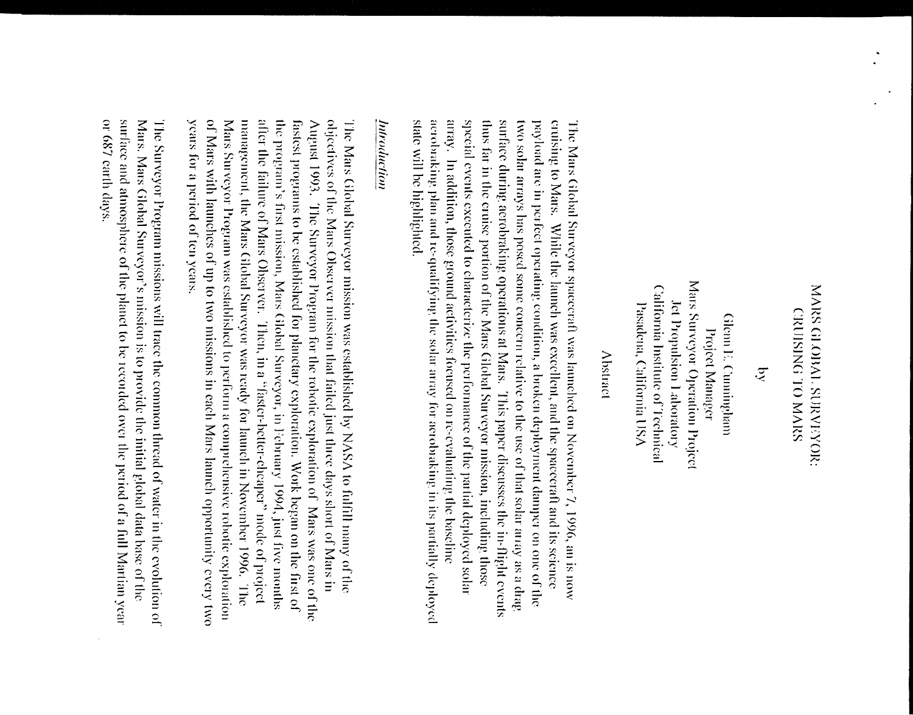# MARS GLOBAL SURVEYOR: CRUISING TO MARS

by

Glenn E. Cunningham
Project Manager
Mars Surveyor Operation Project
Jet Propulsion Laboratory
California Institute of Technical
Pasadena, California USA

## Abstract

The Mars Global Surveyor spacecraft was launched on November 7, 1996, an is now cruising to Mars. While the launch was excellent, and the spacecraft and its science payload are in perfect operating condition, a broken deployment damper on one of the two solar arrays has posed some concern relative to the use of that solar array as a drag surface during aerobraking operations at Mars. This paper discusses the in-flight events thus far in the cruise portion of the Mars Global Surveyor mission, including those special events executed to characterize the performance of the partial deployed solar array. In addition, those ground activities focused on re-evaluating the baseline aerobraking plan and re-qualifying the solar array for aerobraking in its partially deployed state will be highlighted.

## *Introduction*

The Mars Global Surveyor mission was established by NASA to fulfill many of the objectives of the Mars Observer mission that failed just three days short of Mars in August 1993. The Surveyor Program for the robotic exploration of Mars was one of the fastest programs to be established for planetary exploration. Work began on the first of the program's first mission, Mars Global Surveyor, in February 1994, just five months after the failure of Mars Observer. Then, in a "faster-better-cheaper" mode of project management, the Mars Global Surveyor was ready for launch in November 1996. The Mars Surveyor Program was established to perform a comprehensive robotic exploration of Mars with launches of up to two missions in each Mars launch opportunity every two years for a period of ten years.

The Surveyor Program missions will trace the common thread of water in the evolution of Mars. Mars Global Surveyor's mission is to provide the initial global data base of the surface and atmosphere of the planet to be recorded over the period of a full Martian year or 687 earth days.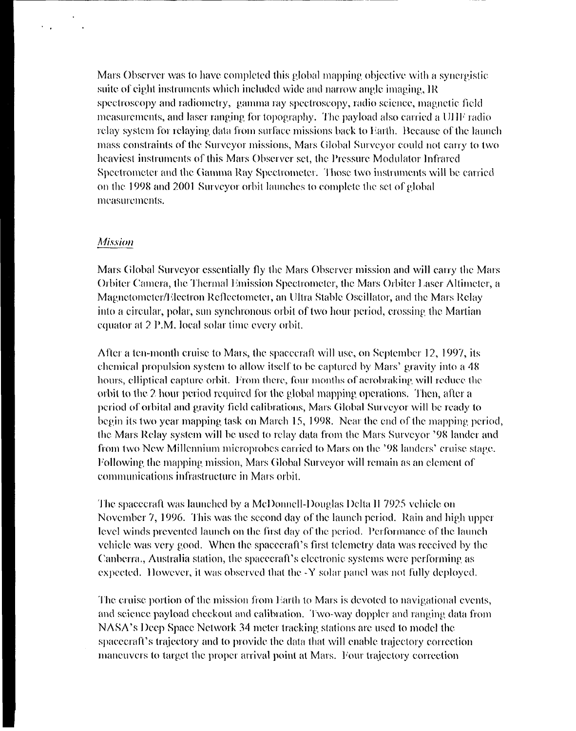Mars Observer was to have completed this global mapping objective with a synergistic suite of eight instruments which included wide and narrow angle imaging, IR spectroscopy and radiometry, gamma ray spectroscopy, radio science, magnetic field measurements, and laser ranging for topography. The payload also carried a UHF radio relay system for relaying data from surface missions back to Earth. Because of the launch mass constraints of the Surveyor missions, Mars Global Surveyor could not carry to two heaviest instruments of this Mars Observer set, the Pressure Modulator Infrared Spectrometer and the Gamma Ray Spectrometer. Those two instruments will be carried on the 1998 and 2001 Surveyor orbit launches to complete the set of global measurements.

## *Mission*

Mars Global Surveyor essentially fly the Mars Observer mission and will carry the Mars Orbiter Camera, the Thermal Emission Spectrometer, the Mars Orbiter Laser Altimeter, a Magnetometer/Electron Reflectometer, an Ultra Stable Oscillator, and the Mars Relay into a circular, polar, sun synchronous orbit of two hour period, crossing the Martian equator at 2 P.M. local solar time every orbit.

After a ten-month cruise to Mars, the spacecraft will use, on September 12, 1997, its chemical propulsion system to allow itself to be captured by Mars' gravity into a 48 hours, elliptical capture orbit. From there, four months of aerobraking will reduce the orbit to the 2 hour period required for the global mapping operations. Then, after a period of orbital and gravity field calibrations, Mars Global Surveyor will be ready to begin its two year mapping task on March 15, 1998. Near the end of the mapping period, the Mars Relay system will be used to relay data from the Mars Surveyor '98 lander and from two New Millennium microprobes carried to Mars on the '98 landers' cruise stage. Following the mapping mission, Mars Global Surveyor will remain as an element of communications infrastructure in Mars orbit.

The spacecraft was launched by a McDonnell-Douglas Delta II 7925 vehicle on November 7, 1996. This was the second day of the launch period. Rain and high upper level winds prevented launch on the first day of the period. Performance of the launch vehicle was very good. When the spacecraft's first telemetry data was received by the Canberra., Australia station, the spacecraft's electronic systems were performing as expected. However, it was observed that the -Y solar panel was not fully deployed.

The cruise portion of the mission from Earth to Mars is devoted to navigational events, and science payload checkout and calibration. Two-way doppler and ranging data from NASA's Deep Space Network 34 meter tracking stations are used to model the spacecraft's trajectory and to provide the data that will enable trajectory correction maneuvers to target the proper arrival point at Mars. Four trajectory correction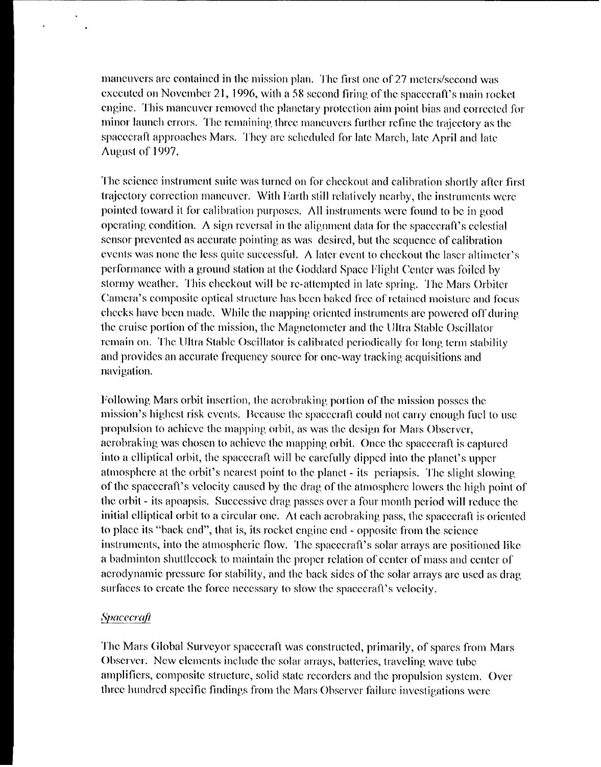maneuvers are contained in the mission plan. The first one of 27 meters/second was executed on November 21, 1996, with a 58 second firing of the spacecraft's main rocket engine. This maneuver removed the planetary protection aim point bias and corrected for minor launch errors. The remaining three maneuvers further refine the trajectory as the spacecraft approaches Mars. They are scheduled for late March, late April and late August of 1997.

The science instrument suite was turned on for checkout and calibration shortly after first trajectory correction maneuver. With Earth still relatively nearby, the instruments were pointed toward it for calibration purposes. All instruments were found to be in good operating condition. A sign reversal in the alignment data for the spacecraft's celestial sensor prevented as accurate pointing as was desired, but the sequence of calibration events was none the less quite successful. A later event to checkout the laser altimeter's performance with a ground station at the Goddard Space Flight Center was foiled by stormy weather. This checkout will be re-attempted in late spring. The Mars Orbiter Camera's composite optical structure has been baked free of retained moisture and focus checks have been made. While the mapping oriented instruments are powered off during the cruise portion of the mission, the Magnetometer and the Ultra Stable Oscillator remain on. The Ultra Stable Oscillator is calibrated periodically for long term stability and provides an accurate frequency source for one-way tracking acquisitions and navigation.

Following Mars orbit insertion, the aerobraking portion of the mission posses the mission's highest risk events. Because the spacecraft could not carry enough fuel to use propulsion to achieve the mapping orbit, as was the design for Mars Observer, aerobraking was chosen to achieve the mapping orbit. Once the spacecraft is captured into a elliptical orbit, the spacecraft will be carefully dipped into the planet's upper atmosphere at the orbit's nearest point to the planet - its periapsis. The slight slowing of the spacecraft's velocity caused by the drag of the atmosphere lowers the high point of the orbit - its apoapsis. Successive drag passes over a four month period will reduce the initial elliptical orbit to a circular one. At each aerobraking pass, the spacecraft is oriented to place its "back end", that is, its rocket engine end - opposite from the science instruments, into the atmospheric flow. The spacecraft's solar arrays are positioned like a badminton shuttlecock to maintain the proper relation of center of mass and center of aerodynamic pressure for stability, and the back sides of the solar arrays are used as drag surfaces to create the force necessary to slow the spacecraft's velocity.

*Spacecraft*

The Mars Global Surveyor spacecraft was constructed, primarily, of spares from Mars Observer. New elements include the solar arrays, batteries, traveling wave tube amplifiers, composite structure, solid state recorders and the propulsion system. Over three hundred specific findings from the Mars Observer failure investigations were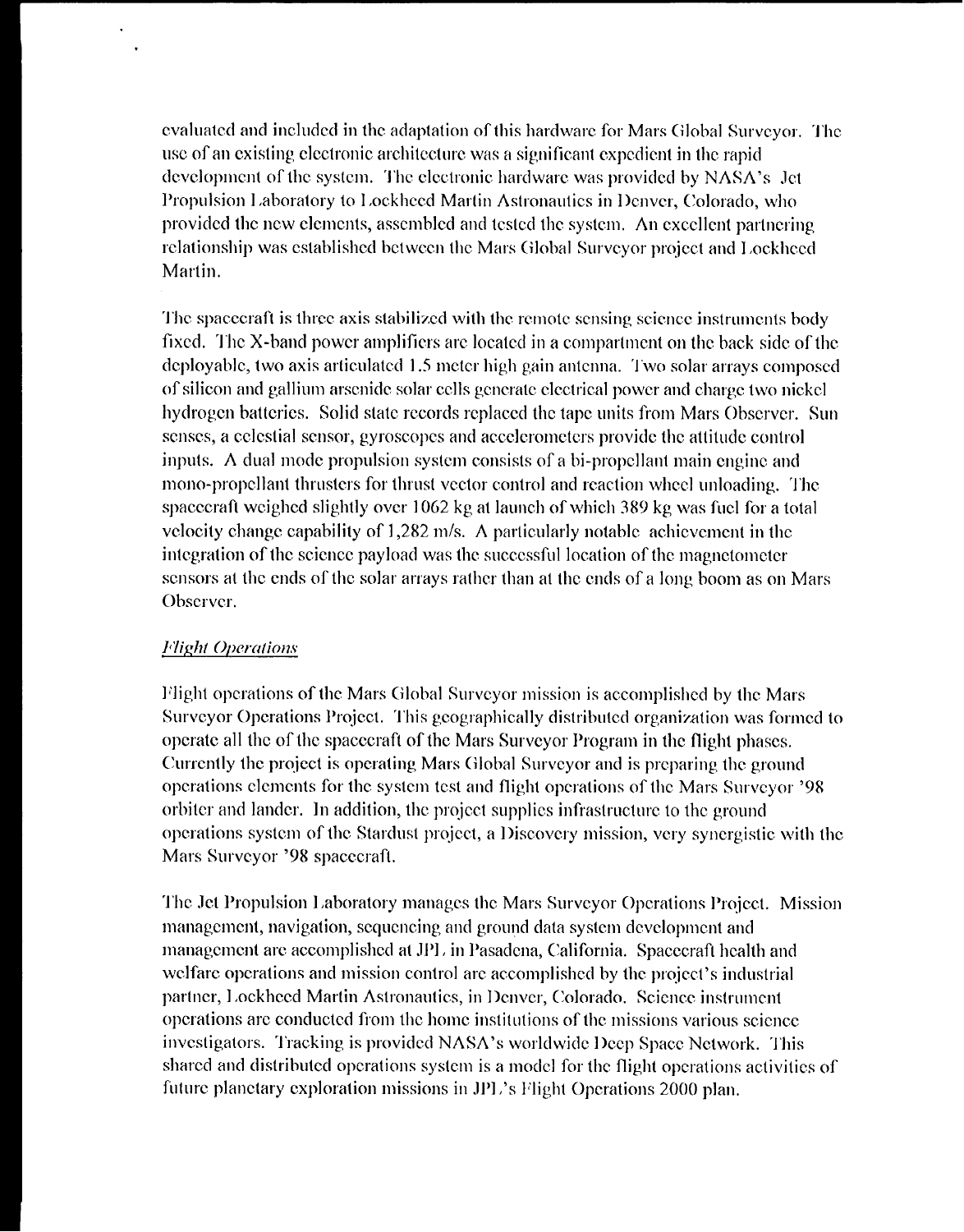evaluated and included in the adaptation of this hardware for Mars Global Surveyor. The use of an existing electronic architecture was a significant expedient in the rapid development of the system. The electronic hardware was provided by NASA's Jet Propulsion Laboratory to Lockheed Martin Astronautics in Denver, Colorado, who provided the new elements, assembled and tested the system. An excellent partnering relationship was established between the Mars Global Surveyor project and Lockheed Martin.

The spacecraft is three axis stabilized with the remote sensing science instruments body fixed. The X-band power amplifiers are located in a compartment on the back side of the deployable, two axis articulated 1.5 meter high gain antenna. Two solar arrays composed of silicon and gallium arsenide solar cells generate electrical power and charge two nickel hydrogen batteries. Solid state records replaced the tape units from Mars Observer. Sun senses, a celestial sensor, gyroscopes and accelerometers provide the attitude control inputs. A dual mode propulsion system consists of a bi-propellant main engine and mono-propellant thrusters for thrust vector control and reaction wheel unloading. The spacecraft weighed slightly over 1062 kg at launch of which 389 kg was fuel for a total velocity change capability of 1,282 m/s. A particularly notable achievement in the integration of the science payload was the successful location of the magnetometer sensors at the ends of the solar arrays rather than at the ends of a long boom as on Mars Observer.

*Flight Operations*

Flight operations of the Mars Global Surveyor mission is accomplished by the Mars Surveyor Operations Project. This geographically distributed organization was formed to operate all the of the spacecraft of the Mars Surveyor Program in the flight phases. Currently the project is operating Mars Global Surveyor and is preparing the ground operations elements for the system test and flight operations of the Mars Surveyor '98 orbiter and lander. In addition, the project supplies infrastructure to the ground operations system of the Stardust project, a Discovery mission, very synergistic with the Mars Surveyor '98 spacecraft.

The Jet Propulsion Laboratory manages the Mars Surveyor Operations Project. Mission management, navigation, sequencing and ground data system development and management are accomplished at JPL in Pasadena, California. Spacecraft health and welfare operations and mission control are accomplished by the project's industrial partner, Lockheed Martin Astronautics, in Denver, Colorado. Science instrument operations are conducted from the home institutions of the missions various science investigators. Tracking is provided NASA's worldwide Deep Space Network. This shared and distributed operations system is a model for the flight operations activities of future planetary exploration missions in JPL's Flight Operations 2000 plan.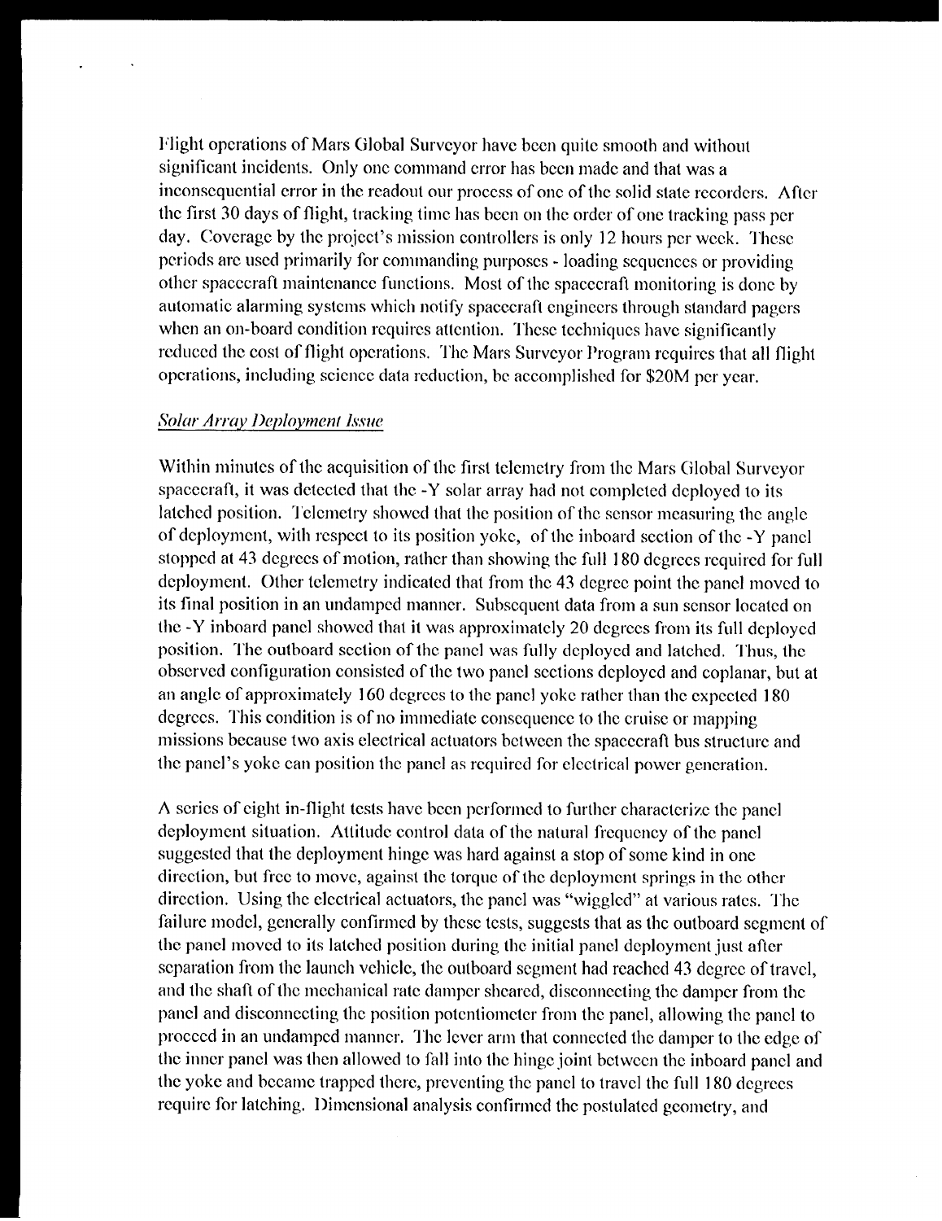Flight operations of Mars Global Surveyor have been quite smooth and without significant incidents. Only one command error has been made and that was a inconsequential error in the readout our process of one of the solid state recorders. After the first 30 days of flight, tracking time has been on the order of one tracking pass per day. Coverage by the project's mission controllers is only 12 hours per week. These periods are used primarily for commanding purposes - loading sequences or providing other spacecraft maintenance functions. Most of the spacecraft monitoring is done by automatic alarming systems which notify spacecraft engineers through standard pagers when an on-board condition requires attention. These techniques have significantly reduced the cost of flight operations. The Mars Surveyor Program requires that all flight operations, including science data reduction, be accomplished for $20M per year.

*Solar Array Deployment Issue*

Within minutes of the acquisition of the first telemetry from the Mars Global Surveyor spacecraft, it was detected that the -Y solar array had not completed deployed to its latched position. Telemetry showed that the position of the sensor measuring the angle of deployment, with respect to its position yoke, of the inboard section of the -Y panel stopped at 43 degrees of motion, rather than showing the full 180 degrees required for full deployment. Other telemetry indicated that from the 43 degree point the panel moved to its final position in an undamped manner. Subsequent data from a sun sensor located on the -Y inboard panel showed that it was approximately 20 degrees from its full deployed position. The outboard section of the panel was fully deployed and latched. Thus, the observed configuration consisted of the two panel sections deployed and coplanar, but at an angle of approximately 160 degrees to the panel yoke rather than the expected 180 degrees. This condition is of no immediate consequence to the cruise or mapping missions because two axis electrical actuators between the spacecraft bus structure and the panel's yoke can position the panel as required for electrical power generation.

A series of eight in-flight tests have been performed to further characterize the panel deployment situation. Attitude control data of the natural frequency of the panel suggested that the deployment hinge was hard against a stop of some kind in one direction, but free to move, against the torque of the deployment springs in the other direction. Using the electrical actuators, the panel was "wiggled" at various rates. The failure model, generally confirmed by these tests, suggests that as the outboard segment of the panel moved to its latched position during the initial panel deployment just after separation from the launch vehicle, the outboard segment had reached 43 degree of travel, and the shaft of the mechanical rate damper sheared, disconnecting the damper from the panel and disconnecting the position potentiometer from the panel, allowing the panel to proceed in an undamped manner. The lever arm that connected the damper to the edge of the inner panel was then allowed to fall into the hinge joint between the inboard panel and the yoke and became trapped there, preventing the panel to travel the full 180 degrees require for latching. Dimensional analysis confirmed the postulated geometry, and